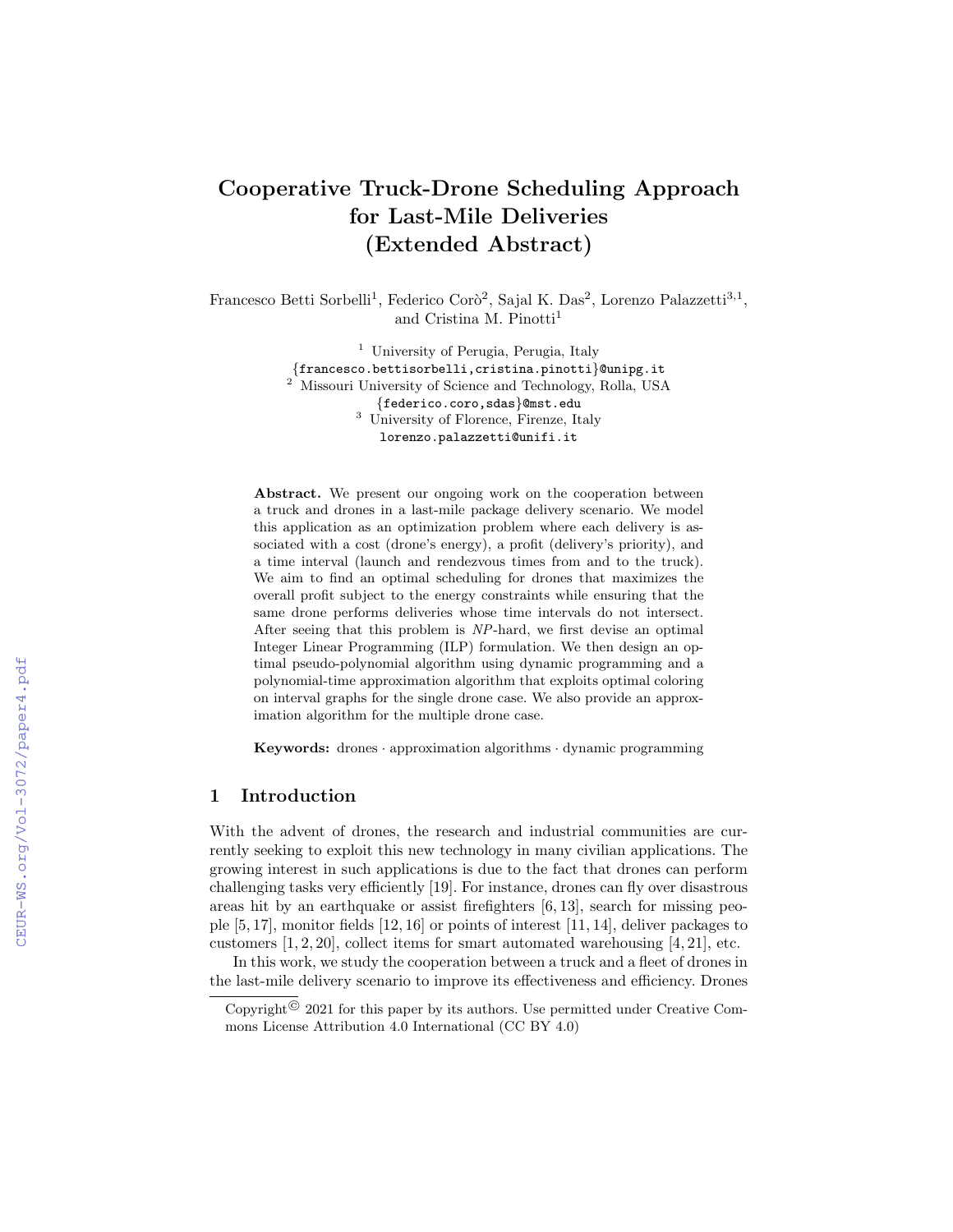# Cooperative Truck-Drone Scheduling Approach for Last-Mile Deliveries (Extended Abstract)

Francesco Betti Sorbelli[1], Federico Corò[2], Sajal K. Das[2], Lorenzo Palazzetti[3,1], and Cristina M. Pinotti[1]

[1] University of Perugia, Perugia, Italy
{francesco.bettisorbelli,cristina.pinotti}@unipg.it
[2] Missouri University of Science and Technology, Rolla, USA
{federico.coro,sdas}@mst.edu
[3] University of Florence, Firenze, Italy
lorenzo.palazzetti@unifi.it

**Abstract.** We present our ongoing work on the cooperation between a truck and drones in a last-mile package delivery scenario. We model this application as an optimization problem where each delivery is associated with a cost (drone's energy), a profit (delivery's priority), and a time interval (launch and rendezvous times from and to the truck). We aim to find an optimal scheduling for drones that maximizes the overall profit subject to the energy constraints while ensuring that the same drone performs deliveries whose time intervals do not intersect. After seeing that this problem is *NP*-hard, we first devise an optimal Integer Linear Programming (ILP) formulation. We then design an optimal pseudo-polynomial algorithm using dynamic programming and a polynomial-time approximation algorithm that exploits optimal coloring on interval graphs for the single drone case. We also provide an approximation algorithm for the multiple drone case.

**Keywords:** drones · approximation algorithms · dynamic programming

## 1 Introduction

With the advent of drones, the research and industrial communities are currently seeking to exploit this new technology in many civilian applications. The growing interest in such applications is due to the fact that drones can perform challenging tasks very efficiently [19]. For instance, drones can fly over disastrous areas hit by an earthquake or assist firefighters [6, 13], search for missing people [5, 17], monitor fields [12, 16] or points of interest [11, 14], deliver packages to customers [1, 2, 20], collect items for smart automated warehousing [4, 21], etc.

In this work, we study the cooperation between a truck and a fleet of drones in the last-mile delivery scenario to improve its effectiveness and efficiency. Drones

Copyright© 2021 for this paper by its authors. Use permitted under Creative Commons License Attribution 4.0 International (CC BY 4.0)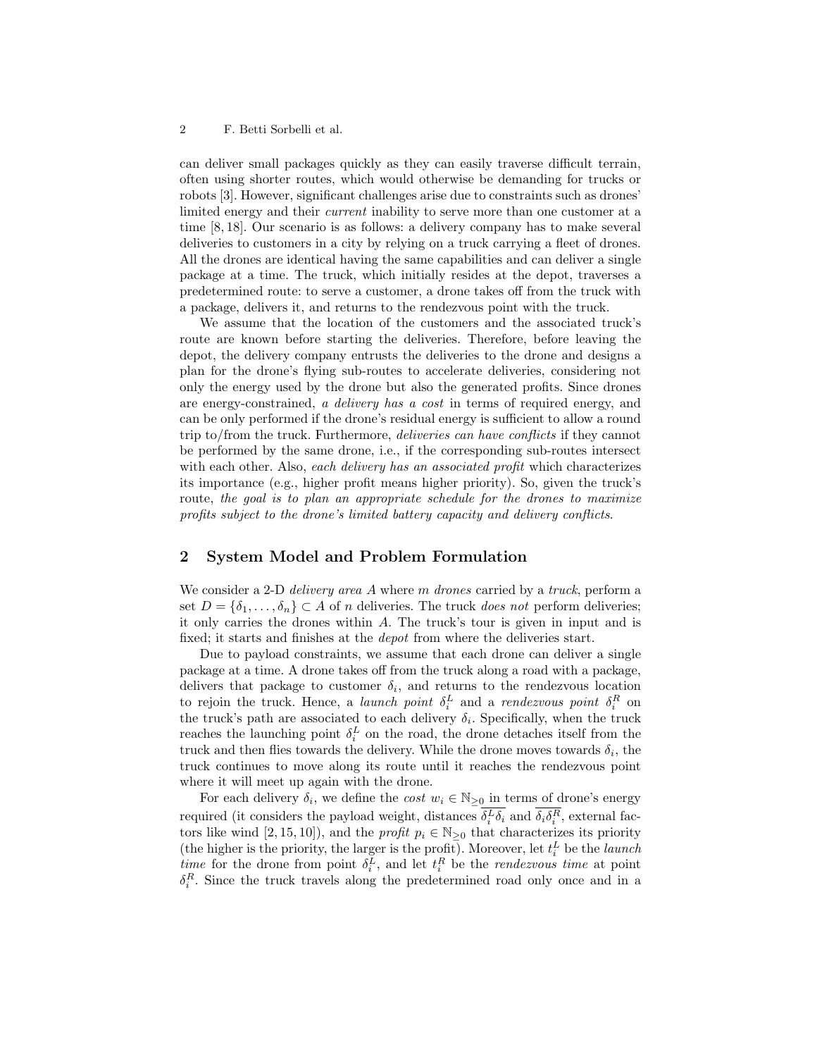can deliver small packages quickly as they can easily traverse difficult terrain, often using shorter routes, which would otherwise be demanding for trucks or robots [3]. However, significant challenges arise due to constraints such as drones' limited energy and their *current* inability to serve more than one customer at a time [8, 18]. Our scenario is as follows: a delivery company has to make several deliveries to customers in a city by relying on a truck carrying a fleet of drones. All the drones are identical having the same capabilities and can deliver a single package at a time. The truck, which initially resides at the depot, traverses a predetermined route: to serve a customer, a drone takes off from the truck with a package, delivers it, and returns to the rendezvous point with the truck.

We assume that the location of the customers and the associated truck's route are known before starting the deliveries. Therefore, before leaving the depot, the delivery company entrusts the deliveries to the drone and designs a plan for the drone's flying sub-routes to accelerate deliveries, considering not only the energy used by the drone but also the generated profits. Since drones are energy-constrained, *a delivery has a cost* in terms of required energy, and can be only performed if the drone's residual energy is sufficient to allow a round trip to/from the truck. Furthermore, *deliveries can have conflicts* if they cannot be performed by the same drone, i.e., if the corresponding sub-routes intersect with each other. Also, *each delivery has an associated profit* which characterizes its importance (e.g., higher profit means higher priority). So, given the truck's route, *the goal is to plan an appropriate schedule for the drones to maximize profits subject to the drone's limited battery capacity and delivery conflicts*.

## 2 System Model and Problem Formulation

We consider a 2-D *delivery area* $A$ where $m$ *drones* carried by a *truck*, perform a set $D = \{\delta_1, \ldots, \delta_n\} \subset A$ of $n$ deliveries. The truck *does not* perform deliveries; it only carries the drones within $A$. The truck's tour is given in input and is fixed; it starts and finishes at the *depot* from where the deliveries start.

Due to payload constraints, we assume that each drone can deliver a single package at a time. A drone takes off from the truck along a road with a package, delivers that package to customer $\delta_i$, and returns to the rendezvous location to rejoin the truck. Hence, a *launch point* $\delta_i^L$ and a *rendezvous point* $\delta_i^R$ on the truck's path are associated to each delivery $\delta_i$. Specifically, when the truck reaches the launching point $\delta_i^L$ on the road, the drone detaches itself from the truck and then flies towards the delivery. While the drone moves towards $\delta_i$, the truck continues to move along its route until it reaches the rendezvous point where it will meet up again with the drone.

For each delivery $\delta_i$, we define the *cost* $w_i \in \mathbb{N}_{\geq 0}$ in terms of drone's energy required (it considers the payload weight, distances $\overline{\delta_i^L \delta_i}$ and $\overline{\delta_i \delta_i^R}$, external factors like wind [2, 15, 10]), and the *profit* $p_i \in \mathbb{N}_{\geq 0}$ that characterizes its priority (the higher is the priority, the larger is the profit). Moreover, let $t_i^L$ be the *launch time* for the drone from point $\delta_i^L$, and let $t_i^R$ be the *rendezvous time* at point $\delta_i^R$. Since the truck travels along the predetermined road only once and in a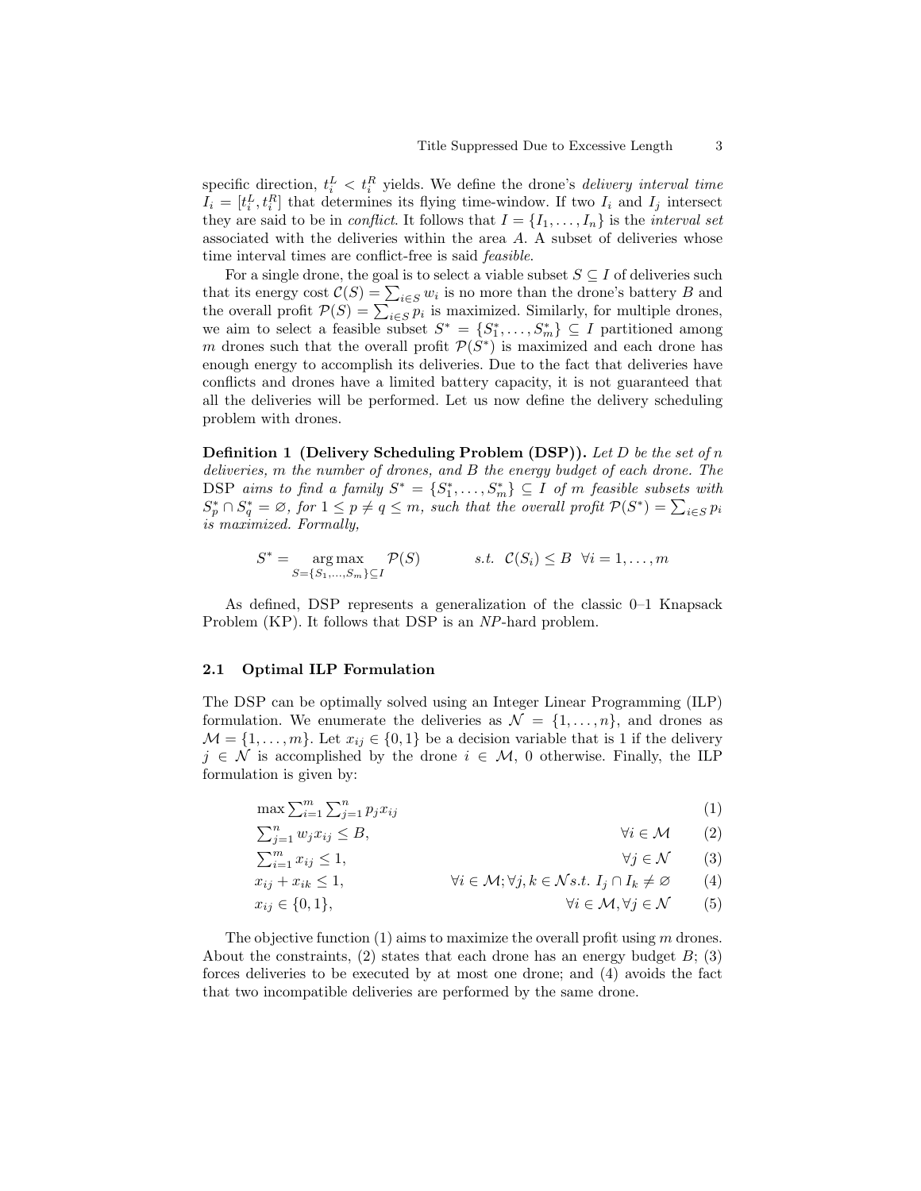specific direction, $t_i^L < t_i^R$ yields. We define the drone's *delivery interval time* $I_i = [t_i^L, t_i^R]$ that determines its flying time-window. If two $I_i$ and $I_j$ intersect they are said to be in *conflict*. It follows that $I = \{I_1, \ldots, I_n\}$ is the *interval set* associated with the deliveries within the area $A$. A subset of deliveries whose time interval times are conflict-free is said *feasible*.

For a single drone, the goal is to select a viable subset $S \subseteq I$ of deliveries such that its energy cost $\mathcal{C}(S) = \sum_{i \in S} w_i$ is no more than the drone's battery $B$ and the overall profit $\mathcal{P}(S) = \sum_{i \in S} p_i$ is maximized. Similarly, for multiple drones, we aim to select a feasible subset $S^* = \{S_1^*, \ldots, S_m^*\} \subseteq I$ partitioned among $m$ drones such that the overall profit $\mathcal{P}(S^*)$ is maximized and each drone has enough energy to accomplish its deliveries. Due to the fact that deliveries have conflicts and drones have a limited battery capacity, it is not guaranteed that all the deliveries will be performed. Let us now define the delivery scheduling problem with drones.

**Definition 1 (Delivery Scheduling Problem (DSP)).** *Let $D$ be the set of $n$ deliveries, $m$ the number of drones, and $B$ the energy budget of each drone. The* DSP *aims to find a family $S^* = \{S_1^*, \ldots, S_m^*\} \subseteq I$ of $m$ feasible subsets with $S_p^* \cap S_q^* = \varnothing$, for $1 \le p \ne q \le m$, such that the overall profit $\mathcal{P}(S^*) = \sum_{i \in S} p_i$ is maximized. Formally,*

$$S^* = \underset{S=\{S_1,\ldots,S_m\} \subseteq I}{\arg\max} \ \mathcal{P}(S) \qquad s.t. \ \ \mathcal{C}(S_i) \le B \ \ \forall i = 1, \ldots, m$$

As defined, DSP represents a generalization of the classic 0–1 Knapsack Problem (KP). It follows that DSP is an *NP*-hard problem.

### 2.1 Optimal ILP Formulation

The DSP can be optimally solved using an Integer Linear Programming (ILP) formulation. We enumerate the deliveries as $\mathcal{N} = \{1, \ldots, n\}$, and drones as $\mathcal{M} = \{1, \ldots, m\}$. Let $x_{ij} \in \{0, 1\}$ be a decision variable that is 1 if the delivery $j \in \mathcal{N}$ is accomplished by the drone $i \in \mathcal{M}$, 0 otherwise. Finally, the ILP formulation is given by:

$$\max \sum_{i=1}^{m} \sum_{j=1}^{n} p_j x_{ij} \tag{1}$$

$$\sum_{j=1}^{n} w_j x_{ij} \le B, \qquad \forall i \in \mathcal{M} \tag{2}$$

$$\sum_{i=1}^{m} x_{ij} \le 1, \qquad \forall j \in \mathcal{N} \tag{3}$$

$$x_{ij} + x_{ik} \le 1, \qquad \forall i \in \mathcal{M}; \forall j, k \in \mathcal{N} s.t. \ I_j \cap I_k \ne \varnothing \tag{4}$$

$$x_{ij} \in \{0, 1\}, \qquad \forall i \in \mathcal{M}, \forall j \in \mathcal{N} \tag{5}$$

The objective function (1) aims to maximize the overall profit using $m$ drones. About the constraints, (2) states that each drone has an energy budget $B$; (3) forces deliveries to be executed by at most one drone; and (4) avoids the fact that two incompatible deliveries are performed by the same drone.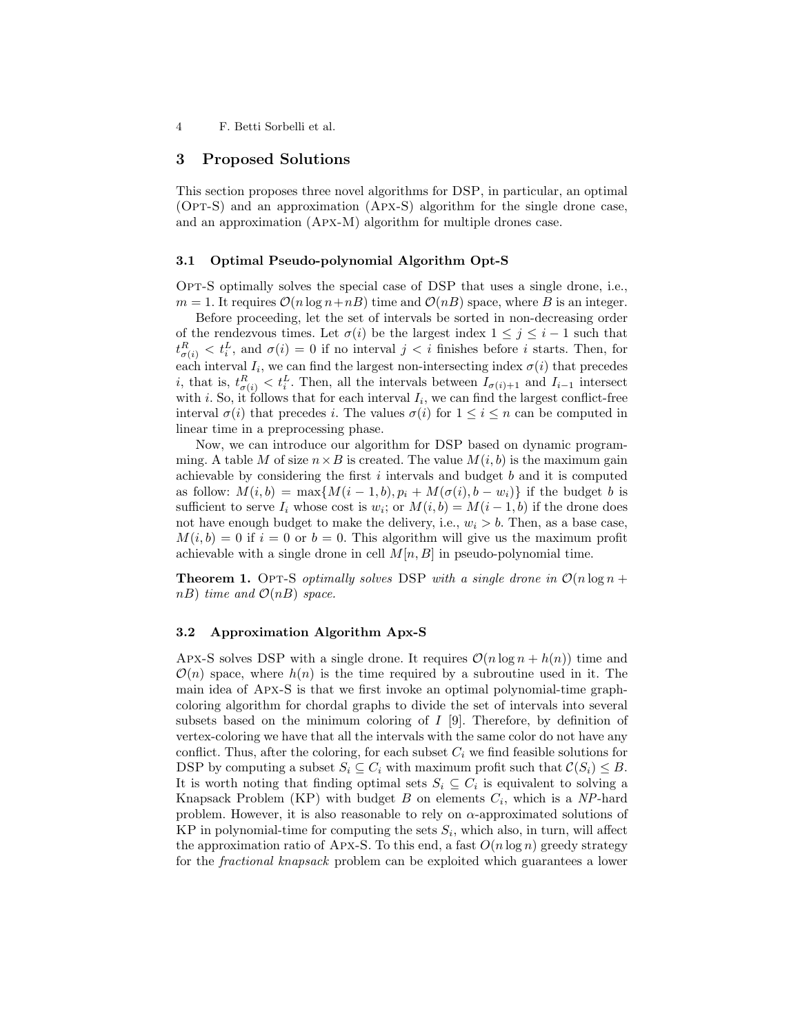## 3 Proposed Solutions

This section proposes three novel algorithms for DSP, in particular, an optimal (Opt-S) and an approximation (Apx-S) algorithm for the single drone case, and an approximation (Apx-M) algorithm for multiple drones case.

### 3.1 Optimal Pseudo-polynomial Algorithm Opt-S

Opt-S optimally solves the special case of DSP that uses a single drone, i.e., $m = 1$. It requires $\mathcal{O}(n \log n + nB)$ time and $\mathcal{O}(nB)$ space, where $B$ is an integer.

Before proceeding, let the set of intervals be sorted in non-decreasing order of the rendezvous times. Let $\sigma(i)$ be the largest index $1 \leq j \leq i-1$ such that $t^R_{\sigma(i)} < t^L_i$, and $\sigma(i) = 0$ if no interval $j < i$ finishes before $i$ starts. Then, for each interval $I_i$, we can find the largest non-intersecting index $\sigma(i)$ that precedes $i$, that is, $t^R_{\sigma(i)} < t^L_i$. Then, all the intervals between $I_{\sigma(i)+1}$ and $I_{i-1}$ intersect with $i$. So, it follows that for each interval $I_i$, we can find the largest conflict-free interval $\sigma(i)$ that precedes $i$. The values $\sigma(i)$ for $1 \leq i \leq n$ can be computed in linear time in a preprocessing phase.

Now, we can introduce our algorithm for DSP based on dynamic programming. A table $M$ of size $n \times B$ is created. The value $M(i, b)$ is the maximum gain achievable by considering the first $i$ intervals and budget $b$ and it is computed as follow: $M(i, b) = \max\{M(i-1, b), p_i + M(\sigma(i), b - w_i)\}$ if the budget $b$ is sufficient to serve $I_i$ whose cost is $w_i$; or $M(i, b) = M(i-1, b)$ if the drone does not have enough budget to make the delivery, i.e., $w_i > b$. Then, as a base case, $M(i, b) = 0$ if $i = 0$ or $b = 0$. This algorithm will give us the maximum profit achievable with a single drone in cell $M[n, B]$ in pseudo-polynomial time.

**Theorem 1.** Opt-S *optimally solves* DSP *with a single drone in* $\mathcal{O}(n \log n + nB)$ *time and* $\mathcal{O}(nB)$ *space.*

### 3.2 Approximation Algorithm Apx-S

Apx-S solves DSP with a single drone. It requires $\mathcal{O}(n \log n + h(n))$ time and $\mathcal{O}(n)$ space, where $h(n)$ is the time required by a subroutine used in it. The main idea of Apx-S is that we first invoke an optimal polynomial-time graph-coloring algorithm for chordal graphs to divide the set of intervals into several subsets based on the minimum coloring of $I$ [9]. Therefore, by definition of vertex-coloring we have that all the intervals with the same color do not have any conflict. Thus, after the coloring, for each subset $C_i$ we find feasible solutions for DSP by computing a subset $S_i \subseteq C_i$ with maximum profit such that $\mathcal{C}(S_i) \leq B$. It is worth noting that finding optimal sets $S_i \subseteq C_i$ is equivalent to solving a Knapsack Problem (KP) with budget $B$ on elements $C_i$, which is a *NP*-hard problem. However, it is also reasonable to rely on $\alpha$-approximated solutions of KP in polynomial-time for computing the sets $S_i$, which also, in turn, will affect the approximation ratio of Apx-S. To this end, a fast $O(n \log n)$ greedy strategy for the *fractional knapsack* problem can be exploited which guarantees a lower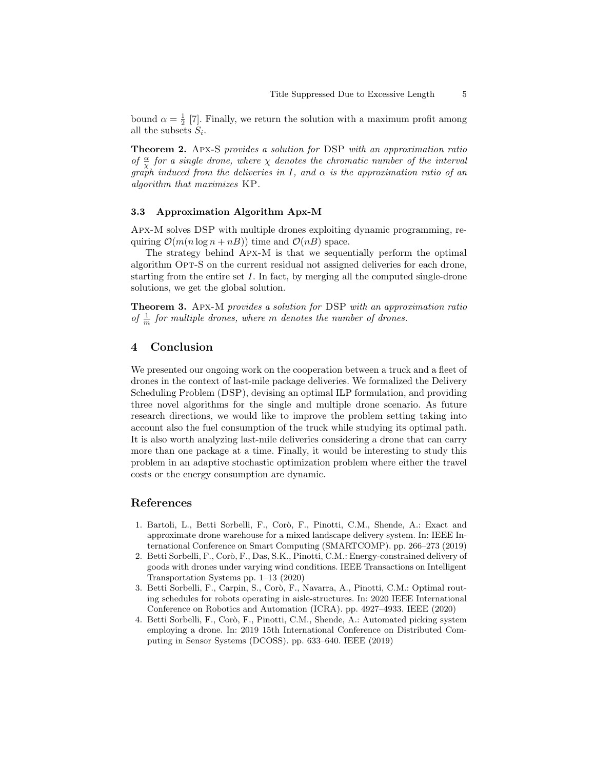bound $\alpha = \frac{1}{2}$ [7]. Finally, we return the solution with a maximum profit among all the subsets $S_i$.

**Theorem 2.** Apx-S *provides a solution for* DSP *with an approximation ratio of* $\frac{\alpha}{\chi}$ *for a single drone, where* $\chi$ *denotes the chromatic number of the interval graph induced from the deliveries in* $I$*, and* $\alpha$ *is the approximation ratio of an algorithm that maximizes* KP.

### 3.3 Approximation Algorithm Apx-M

Apx-M solves DSP with multiple drones exploiting dynamic programming, requiring $\mathcal{O}(m(n \log n + nB))$ time and $\mathcal{O}(nB)$ space.

The strategy behind Apx-M is that we sequentially perform the optimal algorithm Opt-S on the current residual not assigned deliveries for each drone, starting from the entire set $I$. In fact, by merging all the computed single-drone solutions, we get the global solution.

**Theorem 3.** Apx-M *provides a solution for* DSP *with an approximation ratio of* $\frac{1}{m}$ *for multiple drones, where* $m$ *denotes the number of drones.*

## 4 Conclusion

We presented our ongoing work on the cooperation between a truck and a fleet of drones in the context of last-mile package deliveries. We formalized the Delivery Scheduling Problem (DSP), devising an optimal ILP formulation, and providing three novel algorithms for the single and multiple drone scenario. As future research directions, we would like to improve the problem setting taking into account also the fuel consumption of the truck while studying its optimal path. It is also worth analyzing last-mile deliveries considering a drone that can carry more than one package at a time. Finally, it would be interesting to study this problem in an adaptive stochastic optimization problem where either the travel costs or the energy consumption are dynamic.

## References

1. Bartoli, L., Betti Sorbelli, F., Corò, F., Pinotti, C.M., Shende, A.: Exact and approximate drone warehouse for a mixed landscape delivery system. In: IEEE International Conference on Smart Computing (SMARTCOMP). pp. 266–273 (2019)
2. Betti Sorbelli, F., Corò, F., Das, S.K., Pinotti, C.M.: Energy-constrained delivery of goods with drones under varying wind conditions. IEEE Transactions on Intelligent Transportation Systems pp. 1–13 (2020)
3. Betti Sorbelli, F., Carpin, S., Corò, F., Navarra, A., Pinotti, C.M.: Optimal routing schedules for robots operating in aisle-structures. In: 2020 IEEE International Conference on Robotics and Automation (ICRA). pp. 4927–4933. IEEE (2020)
4. Betti Sorbelli, F., Corò, F., Pinotti, C.M., Shende, A.: Automated picking system employing a drone. In: 2019 15th International Conference on Distributed Computing in Sensor Systems (DCOSS). pp. 633–640. IEEE (2019)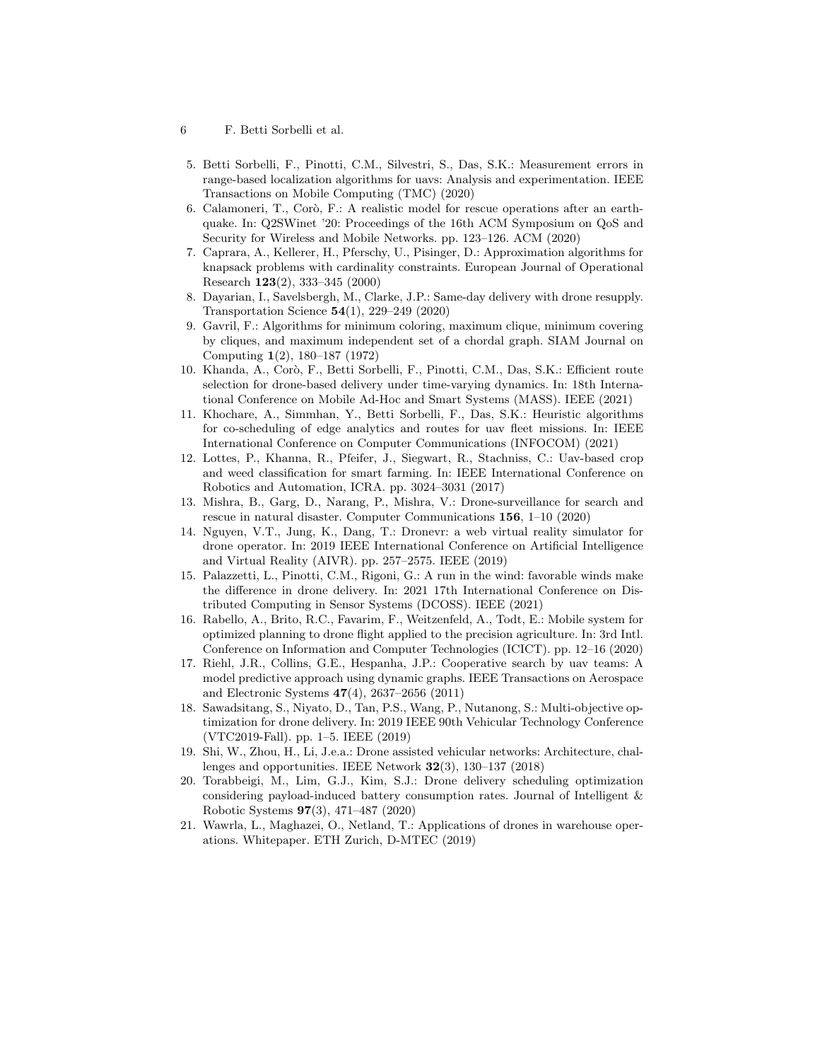5. Betti Sorbelli, F., Pinotti, C.M., Silvestri, S., Das, S.K.: Measurement errors in range-based localization algorithms for uavs: Analysis and experimentation. IEEE Transactions on Mobile Computing (TMC) (2020)
6. Calamoneri, T., Corò, F.: A realistic model for rescue operations after an earthquake. In: Q2SWinet '20: Proceedings of the 16th ACM Symposium on QoS and Security for Wireless and Mobile Networks. pp. 123–126. ACM (2020)
7. Caprara, A., Kellerer, H., Pferschy, U., Pisinger, D.: Approximation algorithms for knapsack problems with cardinality constraints. European Journal of Operational Research **123**(2), 333–345 (2000)
8. Dayarian, I., Savelsbergh, M., Clarke, J.P.: Same-day delivery with drone resupply. Transportation Science **54**(1), 229–249 (2020)
9. Gavril, F.: Algorithms for minimum coloring, maximum clique, minimum covering by cliques, and maximum independent set of a chordal graph. SIAM Journal on Computing **1**(2), 180–187 (1972)
10. Khanda, A., Corò, F., Betti Sorbelli, F., Pinotti, C.M., Das, S.K.: Efficient route selection for drone-based delivery under time-varying dynamics. In: 18th International Conference on Mobile Ad-Hoc and Smart Systems (MASS). IEEE (2021)
11. Khochare, A., Simmhan, Y., Betti Sorbelli, F., Das, S.K.: Heuristic algorithms for co-scheduling of edge analytics and routes for uav fleet missions. In: IEEE International Conference on Computer Communications (INFOCOM) (2021)
12. Lottes, P., Khanna, R., Pfeifer, J., Siegwart, R., Stachniss, C.: Uav-based crop and weed classification for smart farming. In: IEEE International Conference on Robotics and Automation, ICRA. pp. 3024–3031 (2017)
13. Mishra, B., Garg, D., Narang, P., Mishra, V.: Drone-surveillance for search and rescue in natural disaster. Computer Communications **156**, 1–10 (2020)
14. Nguyen, V.T., Jung, K., Dang, T.: Dronevr: a web virtual reality simulator for drone operator. In: 2019 IEEE International Conference on Artificial Intelligence and Virtual Reality (AIVR). pp. 257–2575. IEEE (2019)
15. Palazzetti, L., Pinotti, C.M., Rigoni, G.: A run in the wind: favorable winds make the difference in drone delivery. In: 2021 17th International Conference on Distributed Computing in Sensor Systems (DCOSS). IEEE (2021)
16. Rabello, A., Brito, R.C., Favarim, F., Weitzenfeld, A., Todt, E.: Mobile system for optimized planning to drone flight applied to the precision agriculture. In: 3rd Intl. Conference on Information and Computer Technologies (ICICT). pp. 12–16 (2020)
17. Riehl, J.R., Collins, G.E., Hespanha, J.P.: Cooperative search by uav teams: A model predictive approach using dynamic graphs. IEEE Transactions on Aerospace and Electronic Systems **47**(4), 2637–2656 (2011)
18. Sawadsitang, S., Niyato, D., Tan, P.S., Wang, P., Nutanong, S.: Multi-objective optimization for drone delivery. In: 2019 IEEE 90th Vehicular Technology Conference (VTC2019-Fall). pp. 1–5. IEEE (2019)
19. Shi, W., Zhou, H., Li, J.e.a.: Drone assisted vehicular networks: Architecture, challenges and opportunities. IEEE Network **32**(3), 130–137 (2018)
20. Torabbeigi, M., Lim, G.J., Kim, S.J.: Drone delivery scheduling optimization considering payload-induced battery consumption rates. Journal of Intelligent & Robotic Systems **97**(3), 471–487 (2020)
21. Wawrla, L., Maghazei, O., Netland, T.: Applications of drones in warehouse operations. Whitepaper. ETH Zurich, D-MTEC (2019)